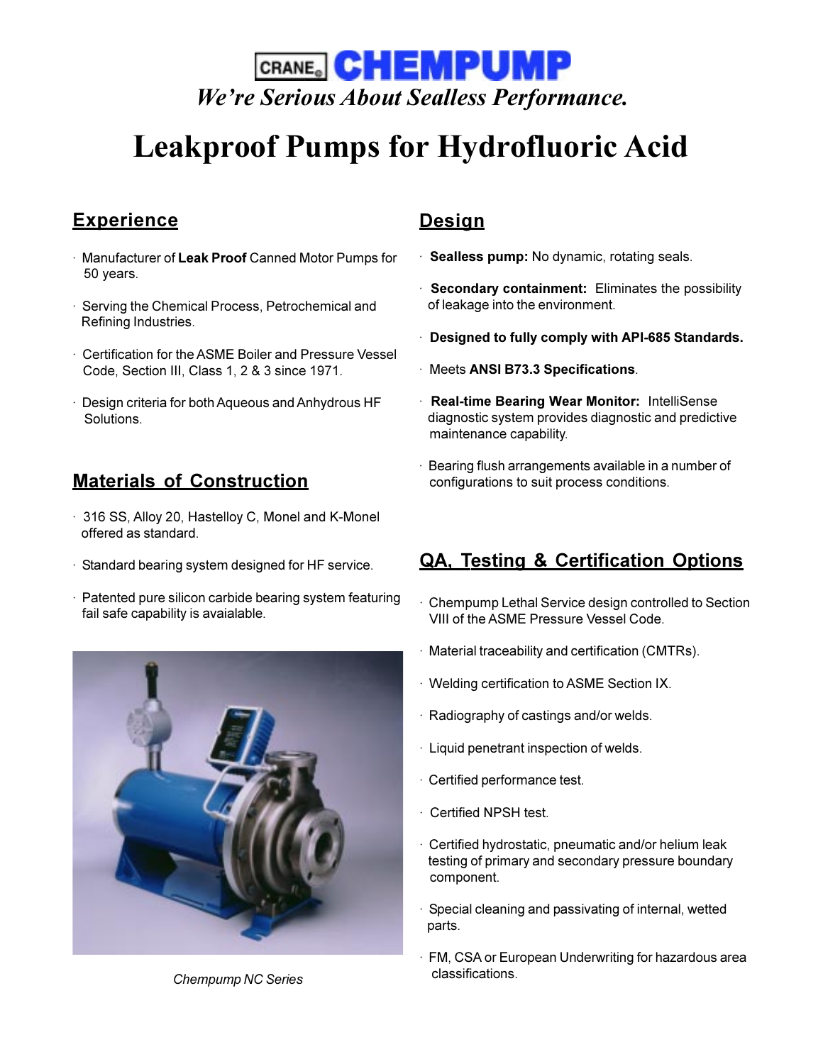# CRANE CHEMPUMP

*We're Serious About Sealless Performance.*

# Leakproof Pumps for Hydrofluoric Acid

## Experience

- Manufacturer of **Leak Proof** Canned Motor Pumps for 50 years.
- Serving the Chemical Process, Petrochemical and Refining Industries.
- Certification for the ASME Boiler and Pressure Vessel Code, Section III, Class 1, 2 & 3 since 1971.
- Design criteria for both Aqueous and Anhydrous HF Solutions.

## Materials of Construction

- 316 SS, Alloy 20, Hastelloy C, Monel and K-Monel offered as standard.
- Standard bearing system designed for HF service.
- Patented pure silicon carbide bearing system featuring fail safe capability is avaialable.

*Chempump NC Series*

## Design

- **Sealless pump:** No dynamic, rotating seals.
- **Secondary containment:** Eliminates the possibility of leakage into the environment.
- **Designed to fully comply with API-685 Standards.**
- Meets **ANSI B73.3 Specifications**.
- **Real-time Bearing Wear Monitor:** IntelliSense diagnostic system provides diagnostic and predictive maintenance capability.
- Bearing flush arrangements available in a number of configurations to suit process conditions.

## QA, Testing & Certification Options

- Chempump Lethal Service design controlled to Section VIII of the ASME Pressure Vessel Code.
- Material traceability and certification (CMTRs).
- Welding certification to ASME Section IX.
- Radiography of castings and/or welds.
- Liquid penetrant inspection of welds.
- Certified performance test.
- Certified NPSH test.
- Certified hydrostatic, pneumatic and/or helium leak testing of primary and secondary pressure boundary component.
- Special cleaning and passivating of internal, wetted parts.
- FM, CSA or European Underwriting for hazardous area classifications.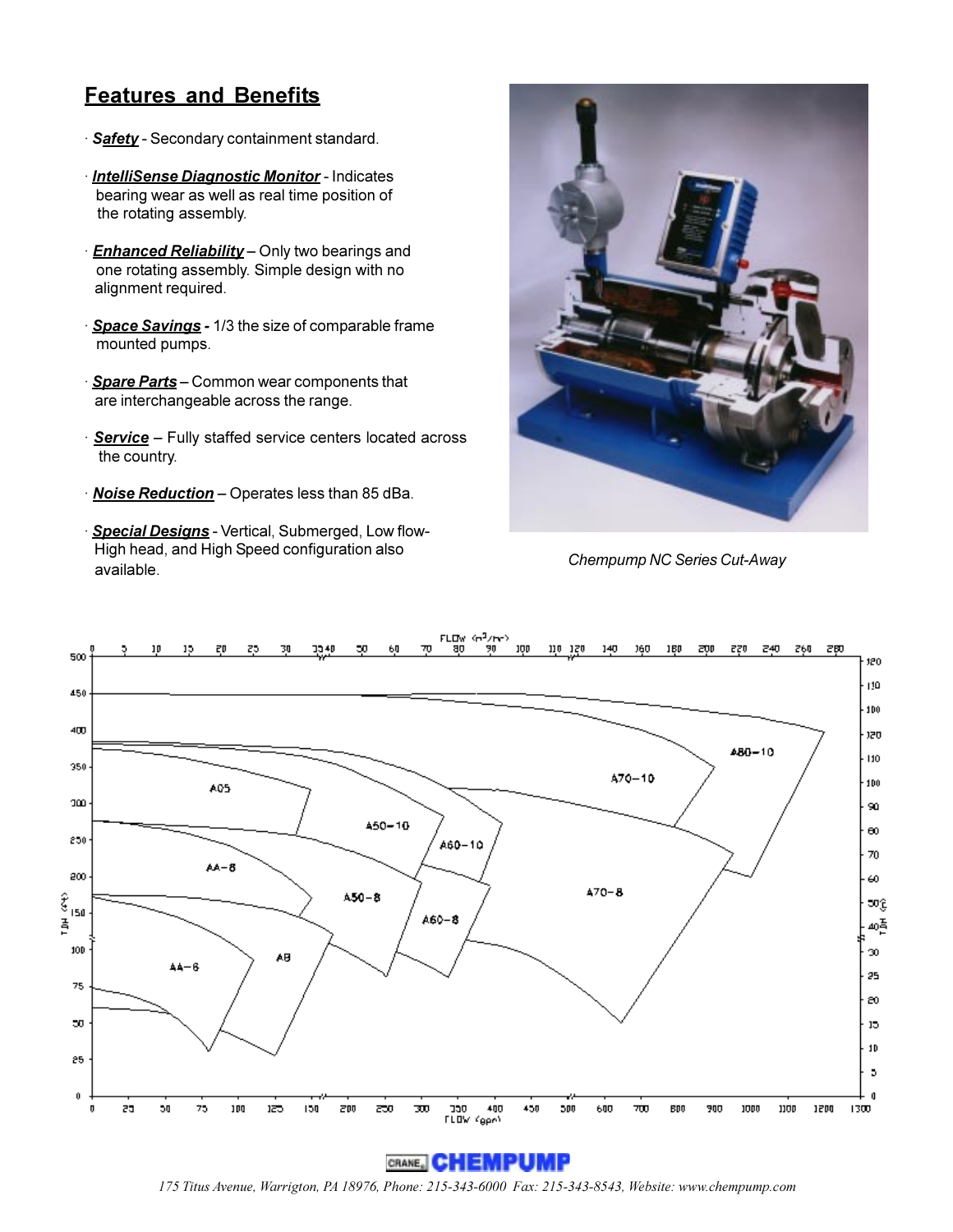## Features and Benefits

- ***Safety*** - Secondary containment standard.
- ***IntelliSense Diagnostic Monitor*** - Indicates bearing wear as well as real time position of the rotating assembly.
- ***Enhanced Reliability*** – Only two bearings and one rotating assembly. Simple design with no alignment required.
- ***Space Savings*** - 1/3 the size of comparable frame mounted pumps.
- ***Spare Parts*** – Common wear components that are interchangeable across the range.
- ***Service*** – Fully staffed service centers located across the country.
- ***Noise Reduction*** – Operates less than 85 dBa.
- ***Special Designs*** - Vertical, Submerged, Low flow-High head, and High Speed configuration also available.

*Chempump NC Series Cut-Away*

FLOW (m³/hr)

0 5 10 15 20 25 30 35 40 50 60 70 80 90 100 110 120 140 160 180 200 220 240 260 280

TDH (ft)

500 450 400 350 300 250 200 150 100 75 50 25 0

TDH (m)

120 110 100 120 110 100 90 80 70 60 50 40 30 25 20 15 10 5 0

A80-10

A70-10

A05

A50-10

A60-10

AA-8

A50-8

A70-8

A60-8

AA-6

A8

0 25 50 75 100 125 150 200 250 300 350 400 450 500 600 700 800 900 1000 1100 1200 1300

FLOW (gpm)

CRANE CHEMPUMP

*175 Titus Avenue, Warrigton, PA 18976, Phone: 215-343-6000 Fax: 215-343-8543, Website: www.chempump.com*